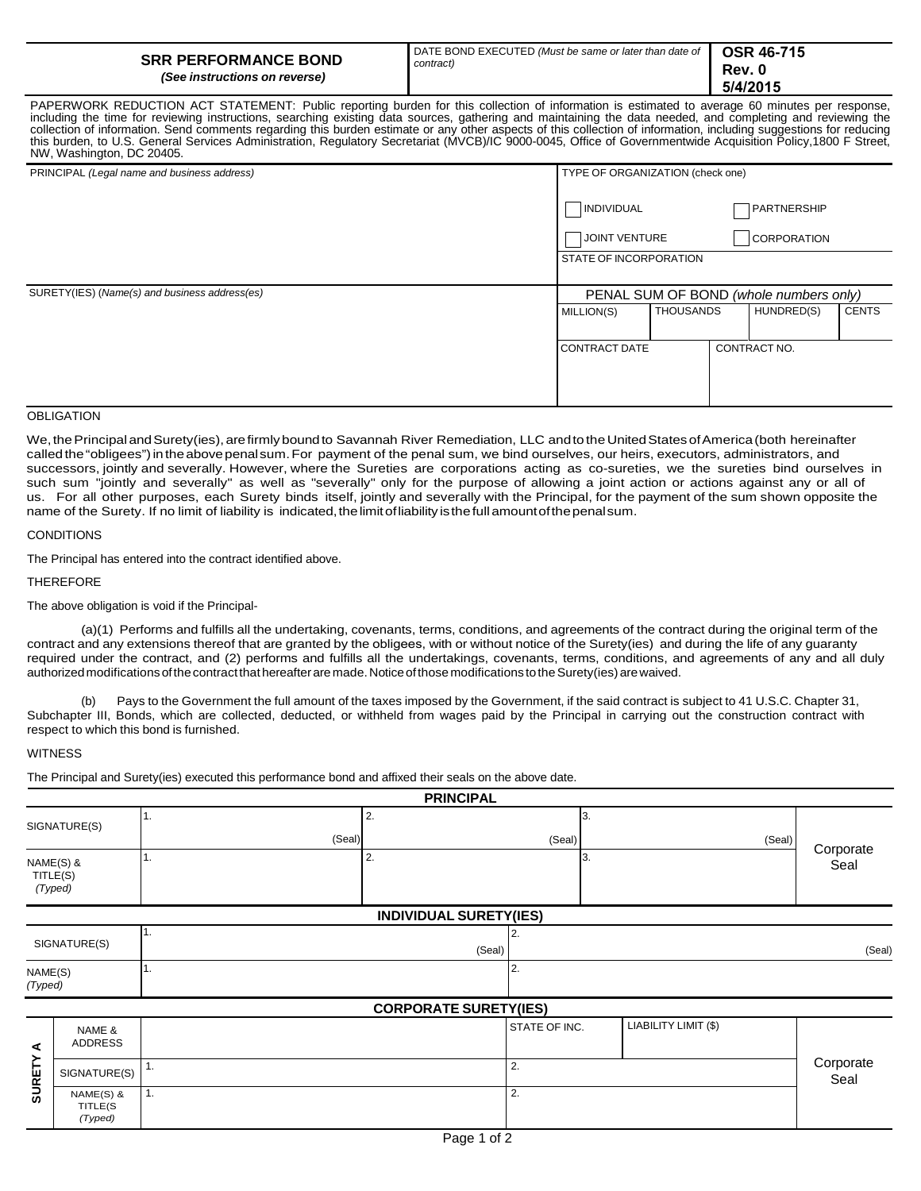| **SRR PERFORMANCE BOND** *(See instructions on reverse)* | DATE BOND EXECUTED *(Must be same or later than date of contract)* | **OSR 46-715 Rev. 0 5/4/2015** |
|---|---|---|

PAPERWORK REDUCTION ACT STATEMENT: Public reporting burden for this collection of information is estimated to average 60 minutes per response, including the time for reviewing instructions, searching existing data sources, gathering and maintaining the data needed, and completing and reviewing the collection of information. Send comments regarding this burden estimate or any other aspects of this collection of information, including suggestions for reducing this burden, to U.S. General Services Administration, Regulatory Secretariat (MVCB)/IC 9000-0045, Office of Governmentwide Acquisition Policy,1800 F Street, NW, Washington, DC 20405.

| PRINCIPAL *(Legal name and business address)* | TYPE OF ORGANIZATION (check one) |
|---|---|
| | ☐ INDIVIDUAL ☐ PARTNERSHIP |
| | ☐ JOINT VENTURE ☐ CORPORATION |
| | STATE OF INCORPORATION |

| SURETY(IES) *(Name(s) and business address(es)* | PENAL SUM OF BOND *(whole numbers only)* | | | |
|---|---|---|---|---|
| | MILLION(S) | THOUSANDS | HUNDRED(S) | CENTS |
| | CONTRACT DATE | | CONTRACT NO. | |

OBLIGATION

We, the Principal and Surety(ies), are firmly bound to Savannah River Remediation, LLC and to the United States of America (both hereinafter called the "obligees") in the above penal sum. For payment of the penal sum, we bind ourselves, our heirs, executors, administrators, and successors, jointly and severally. However, where the Sureties are corporations acting as co-sureties, we the sureties bind ourselves in such sum "jointly and severally" as well as "severally" only for the purpose of allowing a joint action or actions against any or all of us. For all other purposes, each Surety binds itself, jointly and severally with the Principal, for the payment of the sum shown opposite the name of the Surety. If no limit of liability is indicated, the limit of liability is the full amount of the penal sum.

CONDITIONS

The Principal has entered into the contract identified above.

THEREFORE

The above obligation is void if the Principal-

(a)(1) Performs and fulfills all the undertaking, covenants, terms, conditions, and agreements of the contract during the original term of the contract and any extensions thereof that are granted by the obligees, with or without notice of the Surety(ies) and during the life of any guaranty required under the contract, and (2) performs and fulfills all the undertakings, covenants, terms, conditions, and agreements of any and all duly authorized modifications of the contract that hereafter are made. Notice of those modifications to the Surety(ies) are waived.

(b) Pays to the Government the full amount of the taxes imposed by the Government, if the said contract is subject to 41 U.S.C. Chapter 31, Subchapter III, Bonds, which are collected, deducted, or withheld from wages paid by the Principal in carrying out the construction contract with respect to which this bond is furnished.

WITNESS

The Principal and Surety(ies) executed this performance bond and affixed their seals on the above date.

**PRINCIPAL**

| | | | | |
|---|---|---|---|---|
| SIGNATURE(S) | 1. (Seal) | 2. (Seal) | 3. (Seal) | Corporate Seal |
| NAME(S) & TITLE(S) *(Typed)* | 1. | 2. | 3. | |

**INDIVIDUAL SURETY(IES)**

| | | |
|---|---|---|
| SIGNATURE(S) | 1. (Seal) | 2. (Seal) |
| NAME(S) *(Typed)* | 1. | 2. |

**CORPORATE SURETY(IES)**

| | | | | | |
|---|---|---|---|---|---|
| SURETY A | NAME & ADDRESS | | STATE OF INC. | LIABILITY LIMIT ($) | Corporate Seal |
| | SIGNATURE(S) | 1. | 2. | | |
| | NAME(S) & TITLE(S *(Typed)* | 1. | 2. | | |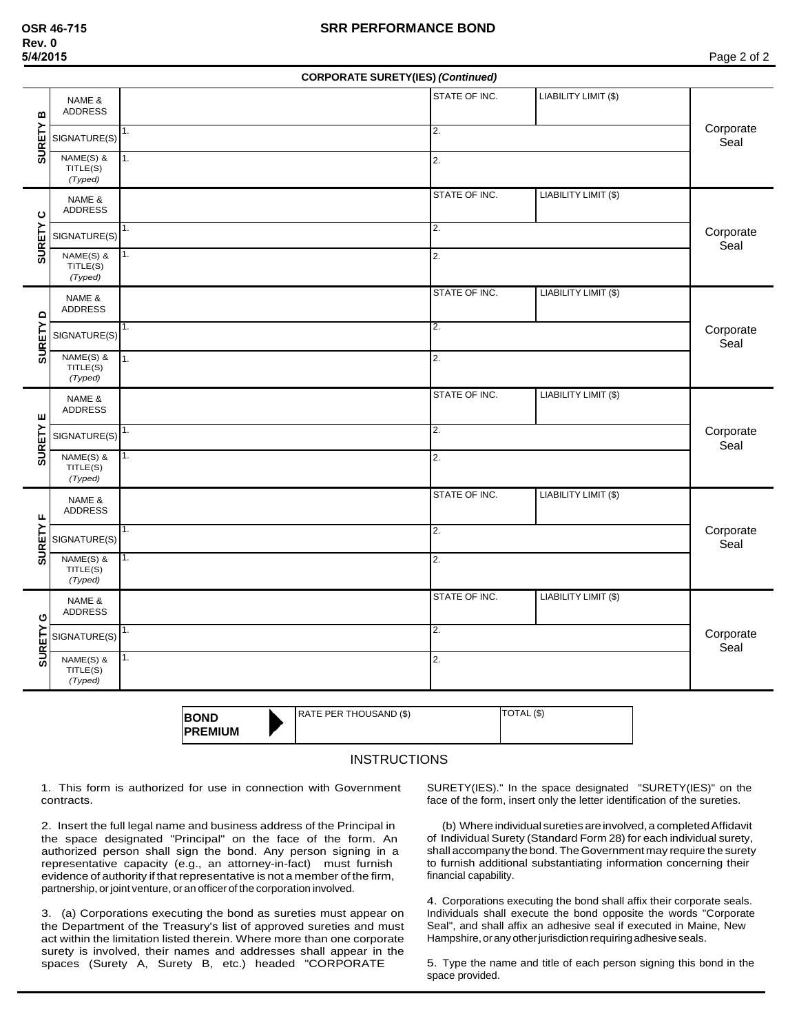## CORPORATE SURETY(IES) *(Continued)*

| | | | | | |
|---|---|---|---|---|---|
| **SURETY B** | NAME & ADDRESS | | STATE OF INC. | LIABILITY LIMIT ($) | Corporate Seal |
| | SIGNATURE(S) | 1. | 2. | | |
| | NAME(S) & TITLE(S) *(Typed)* | 1. | 2. | | |
| **SURETY C** | NAME & ADDRESS | | STATE OF INC. | LIABILITY LIMIT ($) | Corporate Seal |
| | SIGNATURE(S) | 1. | 2. | | |
| | NAME(S) & TITLE(S) *(Typed)* | 1. | 2. | | |
| **SURETY D** | NAME & ADDRESS | | STATE OF INC. | LIABILITY LIMIT ($) | Corporate Seal |
| | SIGNATURE(S) | 1. | 2. | | |
| | NAME(S) & TITLE(S) *(Typed)* | 1. | 2. | | |
| **SURETY E** | NAME & ADDRESS | | STATE OF INC. | LIABILITY LIMIT ($) | Corporate Seal |
| | SIGNATURE(S) | 1. | 2. | | |
| | NAME(S) & TITLE(S) *(Typed)* | 1. | 2. | | |
| **SURETY F** | NAME & ADDRESS | | STATE OF INC. | LIABILITY LIMIT ($) | Corporate Seal |
| | SIGNATURE(S) | 1. | 2. | | |
| | NAME(S) & TITLE(S) *(Typed)* | 1. | 2. | | |
| **SURETY G** | NAME & ADDRESS | | STATE OF INC. | LIABILITY LIMIT ($) | Corporate Seal |
| | SIGNATURE(S) | 1. | 2. | | |
| | NAME(S) & TITLE(S) *(Typed)* | 1. | 2. | | |

| **BOND PREMIUM** ▶ | RATE PER THOUSAND ($) | TOTAL ($) |
|---|---|---|
| | | |

## INSTRUCTIONS

1. This form is authorized for use in connection with Government contracts.

2. Insert the full legal name and business address of the Principal in the space designated "Principal" on the face of the form. An authorized person shall sign the bond. Any person signing in a representative capacity (e.g., an attorney-in-fact) must furnish evidence of authority if that representative is not a member of the firm, partnership, or joint venture, or an officer of the corporation involved.

3. (a) Corporations executing the bond as sureties must appear on the Department of the Treasury's list of approved sureties and must act within the limitation listed therein. Where more than one corporate surety is involved, their names and addresses shall appear in the spaces (Surety A, Surety B, etc.) headed "CORPORATE SURETY(IES)." In the space designated "SURETY(IES)" on the face of the form, insert only the letter identification of the sureties.

(b) Where individual sureties are involved, a completed Affidavit of Individual Surety (Standard Form 28) for each individual surety, shall accompany the bond. The Government may require the surety to furnish additional substantiating information concerning their financial capability.

4. Corporations executing the bond shall affix their corporate seals. Individuals shall execute the bond opposite the words "Corporate Seal", and shall affix an adhesive seal if executed in Maine, New Hampshire, or any other jurisdiction requiring adhesive seals.

5. Type the name and title of each person signing this bond in the space provided.